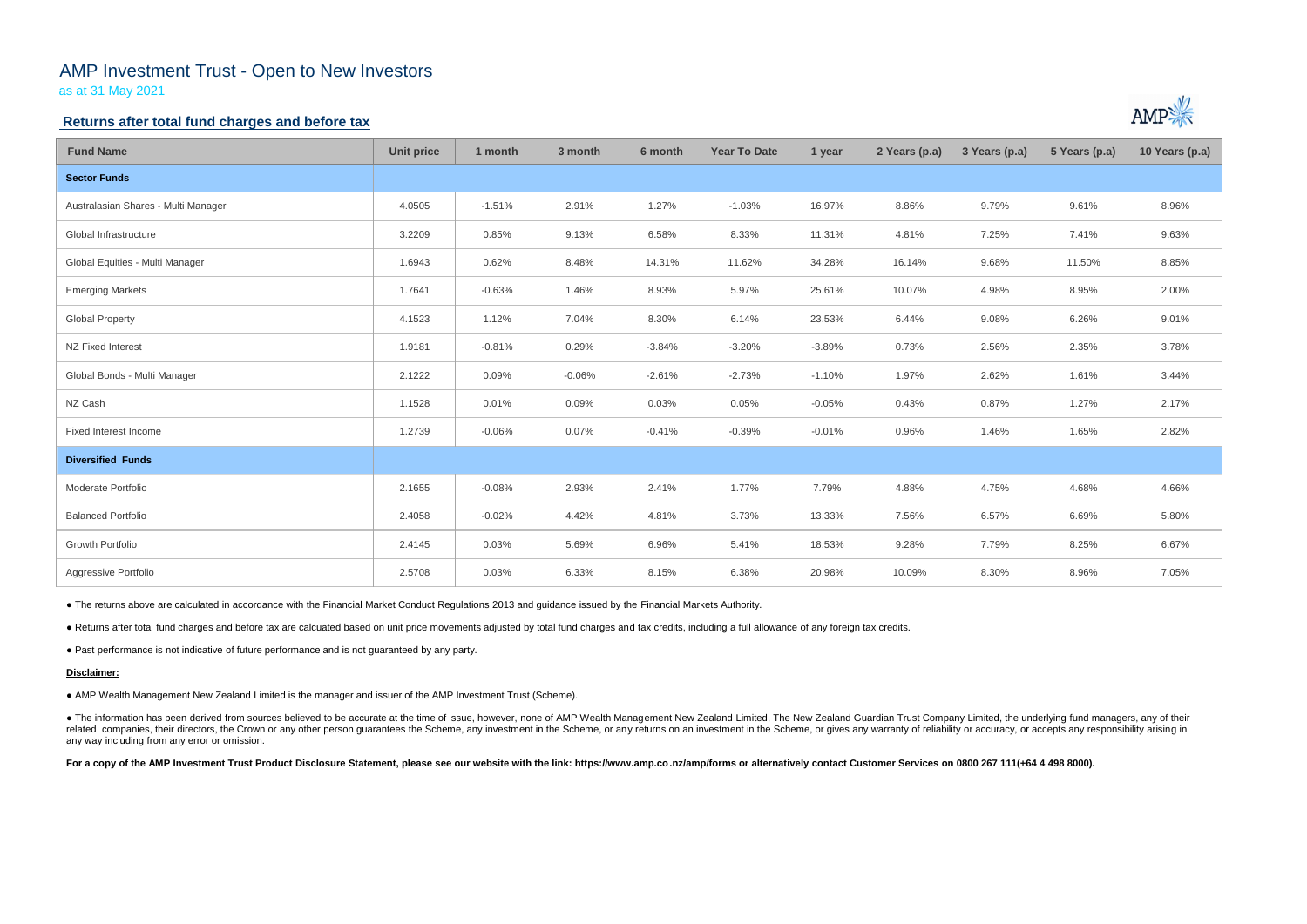# AMP Investment Trust - Open to New Investors

as at 31 May 2021

## Returns after total fund charges and before tax

| Fund Name | Unit price | 1 month | 3 month | 6 month | Year To Date | 1 year | 2 Years (p.a) | 3 Years (p.a) | 5 Years (p.a) | 10 Years (p.a) |
|---|---|---|---|---|---|---|---|---|---|---|
| **Sector Funds** | | | | | | | | | | |
| Australasian Shares - Multi Manager | 4.0505 | -1.51% | 2.91% | 1.27% | -1.03% | 16.97% | 8.86% | 9.79% | 9.61% | 8.96% |
| Global Infrastructure | 3.2209 | 0.85% | 9.13% | 6.58% | 8.33% | 11.31% | 4.81% | 7.25% | 7.41% | 9.63% |
| Global Equities - Multi Manager | 1.6943 | 0.62% | 8.48% | 14.31% | 11.62% | 34.28% | 16.14% | 9.68% | 11.50% | 8.85% |
| Emerging Markets | 1.7641 | -0.63% | 1.46% | 8.93% | 5.97% | 25.61% | 10.07% | 4.98% | 8.95% | 2.00% |
| Global Property | 4.1523 | 1.12% | 7.04% | 8.30% | 6.14% | 23.53% | 6.44% | 9.08% | 6.26% | 9.01% |
| NZ Fixed Interest | 1.9181 | -0.81% | 0.29% | -3.84% | -3.20% | -3.89% | 0.73% | 2.56% | 2.35% | 3.78% |
| Global Bonds - Multi Manager | 2.1222 | 0.09% | -0.06% | -2.61% | -2.73% | -1.10% | 1.97% | 2.62% | 1.61% | 3.44% |
| NZ Cash | 1.1528 | 0.01% | 0.09% | 0.03% | 0.05% | -0.05% | 0.43% | 0.87% | 1.27% | 2.17% |
| Fixed Interest Income | 1.2739 | -0.06% | 0.07% | -0.41% | -0.39% | -0.01% | 0.96% | 1.46% | 1.65% | 2.82% |
| **Diversified Funds** | | | | | | | | | | |
| Moderate Portfolio | 2.1655 | -0.08% | 2.93% | 2.41% | 1.77% | 7.79% | 4.88% | 4.75% | 4.68% | 4.66% |
| Balanced Portfolio | 2.4058 | -0.02% | 4.42% | 4.81% | 3.73% | 13.33% | 7.56% | 6.57% | 6.69% | 5.80% |
| Growth Portfolio | 2.4145 | 0.03% | 5.69% | 6.96% | 5.41% | 18.53% | 9.28% | 7.79% | 8.25% | 6.67% |
| Aggressive Portfolio | 2.5708 | 0.03% | 6.33% | 8.15% | 6.38% | 20.98% | 10.09% | 8.30% | 8.96% | 7.05% |

● The returns above are calculated in accordance with the Financial Market Conduct Regulations 2013 and guidance issued by the Financial Markets Authority.

● Returns after total fund charges and before tax are calcuated based on unit price movements adjusted by total fund charges and tax credits, including a full allowance of any foreign tax credits.

● Past performance is not indicative of future performance and is not guaranteed by any party.

**Disclaimer:**

● AMP Wealth Management New Zealand Limited is the manager and issuer of the AMP Investment Trust (Scheme).

● The information has been derived from sources believed to be accurate at the time of issue, however, none of AMP Wealth Management New Zealand Limited, The New Zealand Guardian Trust Company Limited, the underlying fund managers, any of their related companies, their directors, the Crown or any other person guarantees the Scheme, any investment in the Scheme, or any returns on an investment in the Scheme, or gives any warranty of reliability or accuracy, or accepts any responsibility arising in any way including from any error or omission.

**For a copy of the AMP Investment Trust Product Disclosure Statement, please see our website with the link: https://www.amp.co.nz/amp/forms or alternatively contact Customer Services on 0800 267 111(+64 4 498 8000).**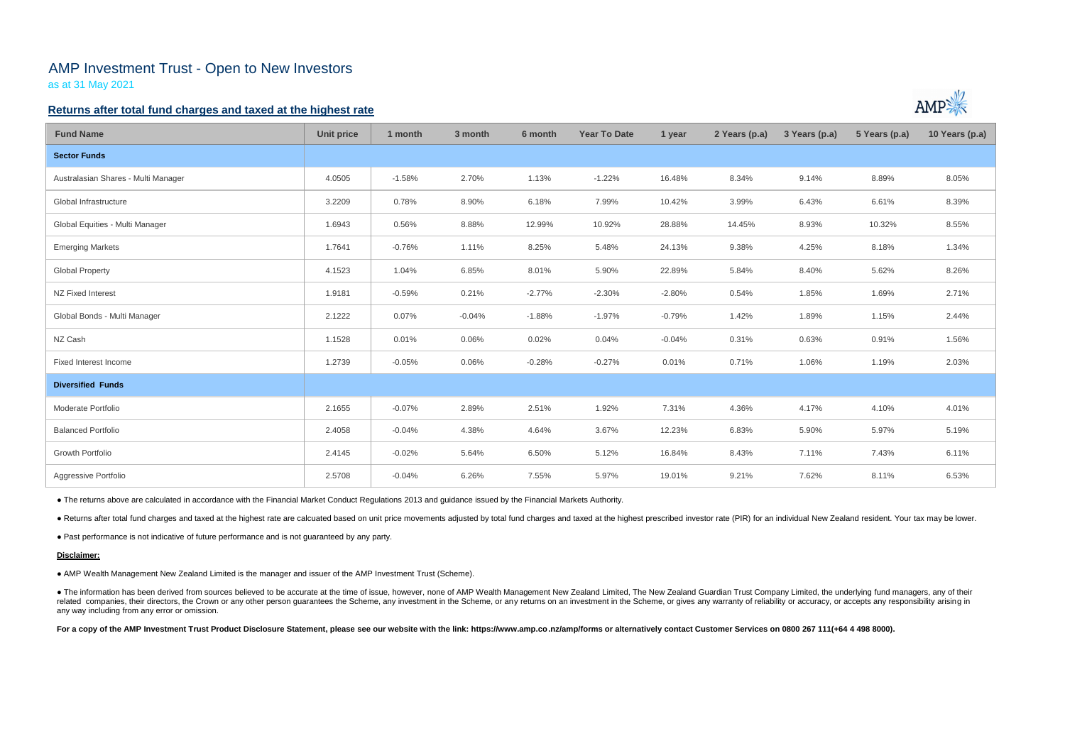# AMP Investment Trust - Open to New Investors

as at 31 May 2021

## Returns after total fund charges and taxed at the highest rate

| Fund Name | Unit price | 1 month | 3 month | 6 month | Year To Date | 1 year | 2 Years (p.a) | 3 Years (p.a) | 5 Years (p.a) | 10 Years (p.a) |
|---|---|---|---|---|---|---|---|---|---|---|
| **Sector Funds** | | | | | | | | | | |
| Australasian Shares - Multi Manager | 4.0505 | -1.58% | 2.70% | 1.13% | -1.22% | 16.48% | 8.34% | 9.14% | 8.89% | 8.05% |
| Global Infrastructure | 3.2209 | 0.78% | 8.90% | 6.18% | 7.99% | 10.42% | 3.99% | 6.43% | 6.61% | 8.39% |
| Global Equities - Multi Manager | 1.6943 | 0.56% | 8.88% | 12.99% | 10.92% | 28.88% | 14.45% | 8.93% | 10.32% | 8.55% |
| Emerging Markets | 1.7641 | -0.76% | 1.11% | 8.25% | 5.48% | 24.13% | 9.38% | 4.25% | 8.18% | 1.34% |
| Global Property | 4.1523 | 1.04% | 6.85% | 8.01% | 5.90% | 22.89% | 5.84% | 8.40% | 5.62% | 8.26% |
| NZ Fixed Interest | 1.9181 | -0.59% | 0.21% | -2.77% | -2.30% | -2.80% | 0.54% | 1.85% | 1.69% | 2.71% |
| Global Bonds - Multi Manager | 2.1222 | 0.07% | -0.04% | -1.88% | -1.97% | -0.79% | 1.42% | 1.89% | 1.15% | 2.44% |
| NZ Cash | 1.1528 | 0.01% | 0.06% | 0.02% | 0.04% | -0.04% | 0.31% | 0.63% | 0.91% | 1.56% |
| Fixed Interest Income | 1.2739 | -0.05% | 0.06% | -0.28% | -0.27% | 0.01% | 0.71% | 1.06% | 1.19% | 2.03% |
| **Diversified Funds** | | | | | | | | | | |
| Moderate Portfolio | 2.1655 | -0.07% | 2.89% | 2.51% | 1.92% | 7.31% | 4.36% | 4.17% | 4.10% | 4.01% |
| Balanced Portfolio | 2.4058 | -0.04% | 4.38% | 4.64% | 3.67% | 12.23% | 6.83% | 5.90% | 5.97% | 5.19% |
| Growth Portfolio | 2.4145 | -0.02% | 5.64% | 6.50% | 5.12% | 16.84% | 8.43% | 7.11% | 7.43% | 6.11% |
| Aggressive Portfolio | 2.5708 | -0.04% | 6.26% | 7.55% | 5.97% | 19.01% | 9.21% | 7.62% | 8.11% | 6.53% |

- The returns above are calculated in accordance with the Financial Market Conduct Regulations 2013 and guidance issued by the Financial Markets Authority.
- Returns after total fund charges and taxed at the highest rate are calcuated based on unit price movements adjusted by total fund charges and taxed at the highest prescribed investor rate (PIR) for an individual New Zealand resident. Your tax may be lower.
- Past performance is not indicative of future performance and is not guaranteed by any party.

**Disclaimer:**

- AMP Wealth Management New Zealand Limited is the manager and issuer of the AMP Investment Trust (Scheme).
- The information has been derived from sources believed to be accurate at the time of issue, however, none of AMP Wealth Management New Zealand Limited, The New Zealand Guardian Trust Company Limited, the underlying fund managers, any of their related companies, their directors, the Crown or any other person guarantees the Scheme, any investment in the Scheme, or any returns on an investment in the Scheme, or gives any warranty of reliability or accuracy, or accepts any responsibility arising in any way including from any error or omission.

**For a copy of the AMP Investment Trust Product Disclosure Statement, please see our website with the link: https://www.amp.co.nz/amp/forms or alternatively contact Customer Services on 0800 267 111(+64 4 498 8000).**